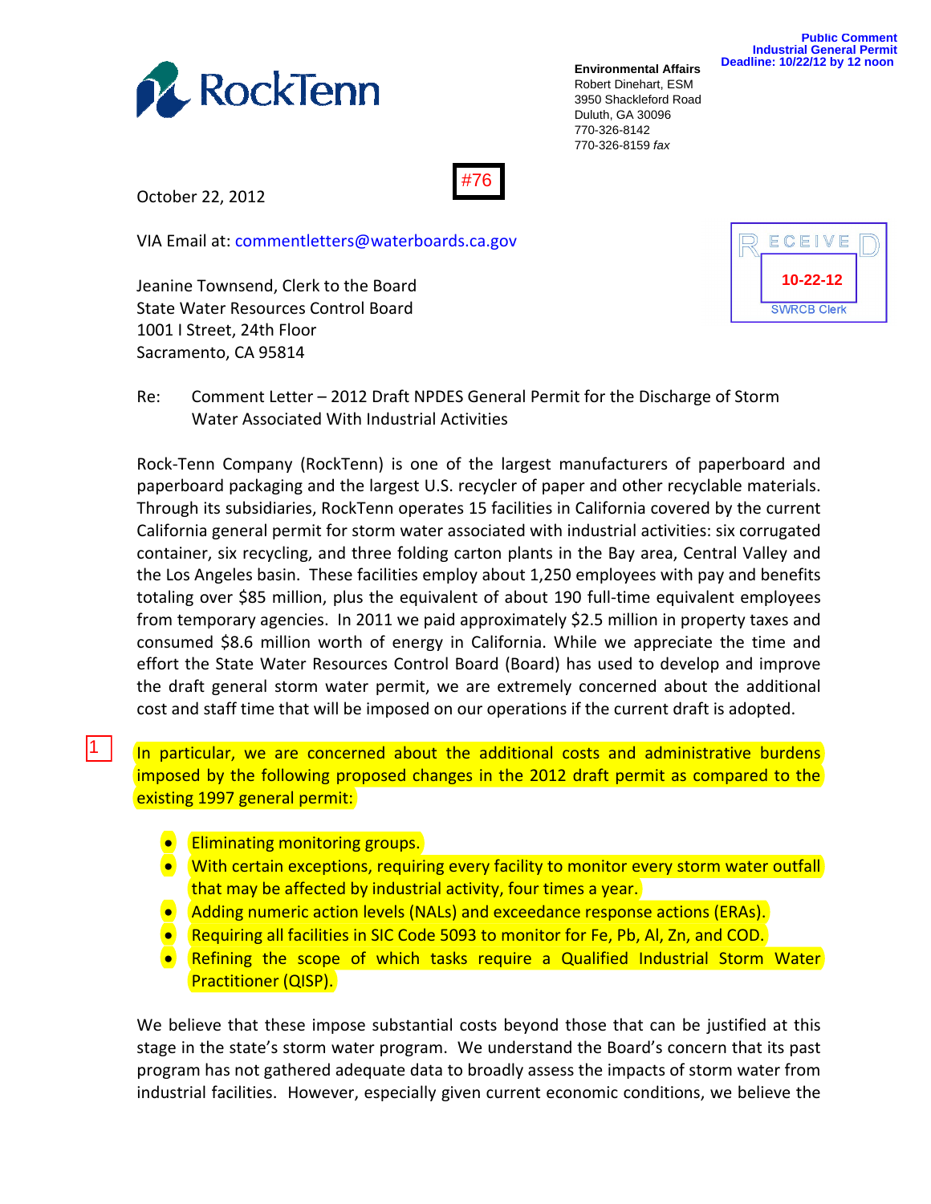**Public Comment**
**Industrial General Permit**
**Deadline: 10/22/12 by 12 noon**

RockTenn

**Environmental Affairs**
Robert Dinehart, ESM
3950 Shackleford Road
Duluth, GA 30096
770-326-8142
770-326-8159 *fax*

#76

RECEIVED
10-22-12
SWRCB Clerk

October 22, 2012

VIA Email at: commentletters@waterboards.ca.gov

Jeanine Townsend, Clerk to the Board
State Water Resources Control Board
1001 I Street, 24th Floor
Sacramento, CA 95814

Re: Comment Letter – 2012 Draft NPDES General Permit for the Discharge of Storm Water Associated With Industrial Activities

Rock-Tenn Company (RockTenn) is one of the largest manufacturers of paperboard and paperboard packaging and the largest U.S. recycler of paper and other recyclable materials. Through its subsidiaries, RockTenn operates 15 facilities in California covered by the current California general permit for storm water associated with industrial activities: six corrugated container, six recycling, and three folding carton plants in the Bay area, Central Valley and the Los Angeles basin. These facilities employ about 1,250 employees with pay and benefits totaling over $85 million, plus the equivalent of about 190 full-time equivalent employees from temporary agencies. In 2011 we paid approximately $2.5 million in property taxes and consumed $8.6 million worth of energy in California. While we appreciate the time and effort the State Water Resources Control Board (Board) has used to develop and improve the draft general storm water permit, we are extremely concerned about the additional cost and staff time that will be imposed on our operations if the current draft is adopted.

1

In particular, we are concerned about the additional costs and administrative burdens imposed by the following proposed changes in the 2012 draft permit as compared to the existing 1997 general permit:

- Eliminating monitoring groups.
- With certain exceptions, requiring every facility to monitor every storm water outfall that may be affected by industrial activity, four times a year.
- Adding numeric action levels (NALs) and exceedance response actions (ERAs).
- Requiring all facilities in SIC Code 5093 to monitor for Fe, Pb, Al, Zn, and COD.
- Refining the scope of which tasks require a Qualified Industrial Storm Water Practitioner (QISP).

We believe that these impose substantial costs beyond those that can be justified at this stage in the state's storm water program. We understand the Board's concern that its past program has not gathered adequate data to broadly assess the impacts of storm water from industrial facilities. However, especially given current economic conditions, we believe the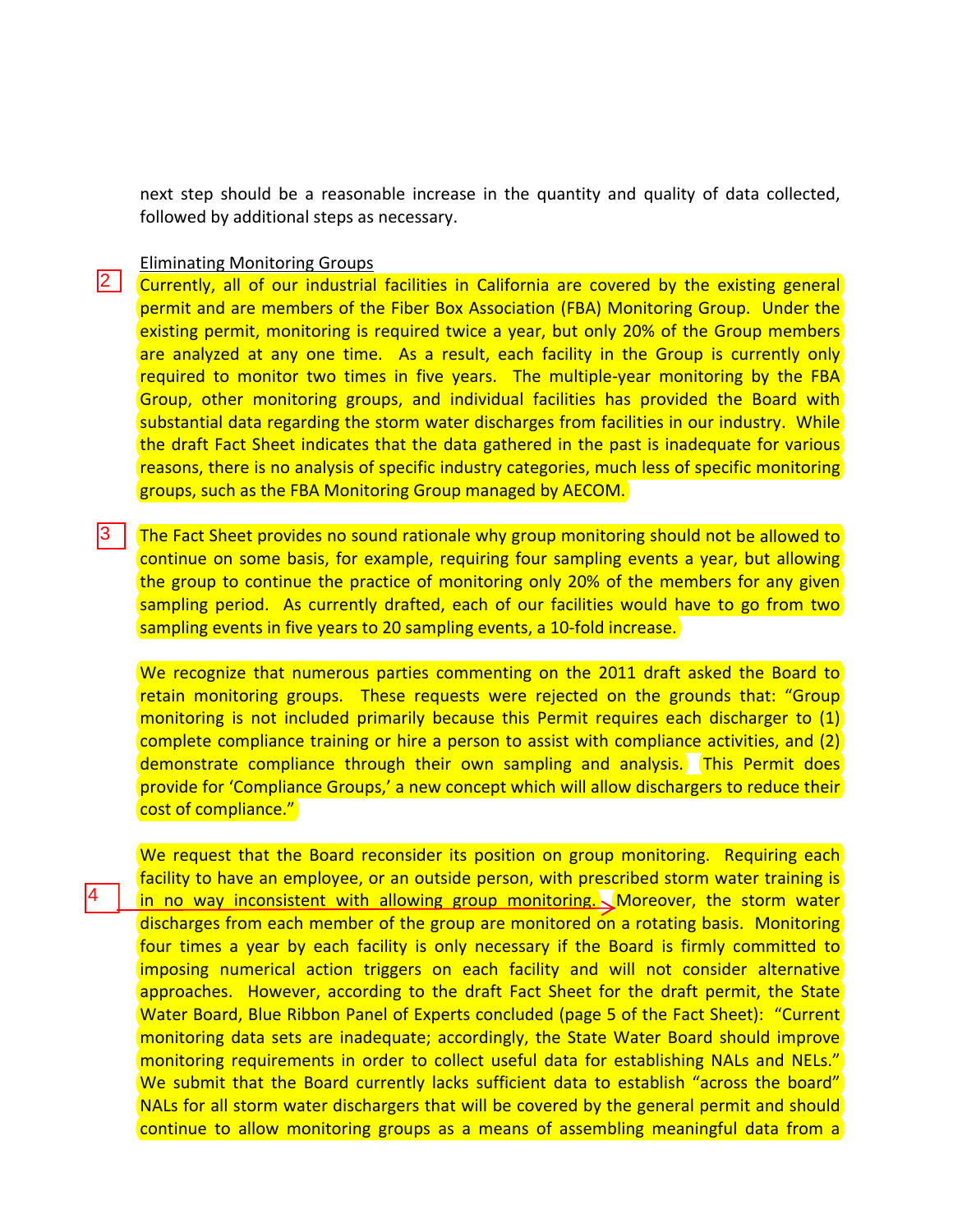next step should be a reasonable increase in the quantity and quality of data collected, followed by additional steps as necessary.

Eliminating Monitoring Groups

2 Currently, all of our industrial facilities in California are covered by the existing general permit and are members of the Fiber Box Association (FBA) Monitoring Group. Under the existing permit, monitoring is required twice a year, but only 20% of the Group members are analyzed at any one time. As a result, each facility in the Group is currently only required to monitor two times in five years. The multiple-year monitoring by the FBA Group, other monitoring groups, and individual facilities has provided the Board with substantial data regarding the storm water discharges from facilities in our industry. While the draft Fact Sheet indicates that the data gathered in the past is inadequate for various reasons, there is no analysis of specific industry categories, much less of specific monitoring groups, such as the FBA Monitoring Group managed by AECOM.

3 The Fact Sheet provides no sound rationale why group monitoring should not be allowed to continue on some basis, for example, requiring four sampling events a year, but allowing the group to continue the practice of monitoring only 20% of the members for any given sampling period. As currently drafted, each of our facilities would have to go from two sampling events in five years to 20 sampling events, a 10-fold increase.

We recognize that numerous parties commenting on the 2011 draft asked the Board to retain monitoring groups. These requests were rejected on the grounds that: "Group monitoring is not included primarily because this Permit requires each discharger to (1) complete compliance training or hire a person to assist with compliance activities, and (2) demonstrate compliance through their own sampling and analysis. This Permit does provide for 'Compliance Groups,' a new concept which will allow dischargers to reduce their cost of compliance."

We request that the Board reconsider its position on group monitoring. Requiring each facility to have an employee, or an outside person, with prescribed storm water training is in no way inconsistent with allowing group monitoring. 4 Moreover, the storm water discharges from each member of the group are monitored on a rotating basis. Monitoring four times a year by each facility is only necessary if the Board is firmly committed to imposing numerical action triggers on each facility and will not consider alternative approaches. However, according to the draft Fact Sheet for the draft permit, the State Water Board, Blue Ribbon Panel of Experts concluded (page 5 of the Fact Sheet): "Current monitoring data sets are inadequate; accordingly, the State Water Board should improve monitoring requirements in order to collect useful data for establishing NALs and NELs." We submit that the Board currently lacks sufficient data to establish "across the board" NALs for all storm water dischargers that will be covered by the general permit and should continue to allow monitoring groups as a means of assembling meaningful data from a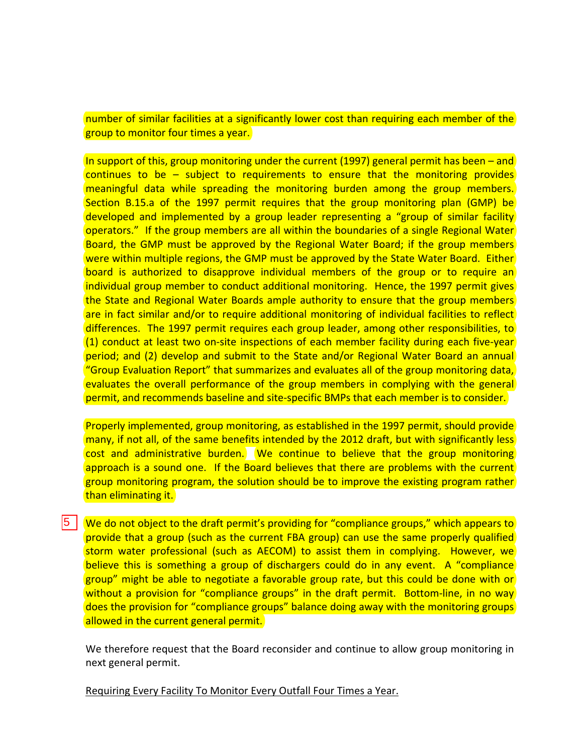number of similar facilities at a significantly lower cost than requiring each member of the group to monitor four times a year.

In support of this, group monitoring under the current (1997) general permit has been – and continues to be – subject to requirements to ensure that the monitoring provides meaningful data while spreading the monitoring burden among the group members. Section B.15.a of the 1997 permit requires that the group monitoring plan (GMP) be developed and implemented by a group leader representing a "group of similar facility operators." If the group members are all within the boundaries of a single Regional Water Board, the GMP must be approved by the Regional Water Board; if the group members were within multiple regions, the GMP must be approved by the State Water Board. Either board is authorized to disapprove individual members of the group or to require an individual group member to conduct additional monitoring. Hence, the 1997 permit gives the State and Regional Water Boards ample authority to ensure that the group members are in fact similar and/or to require additional monitoring of individual facilities to reflect differences. The 1997 permit requires each group leader, among other responsibilities, to (1) conduct at least two on-site inspections of each member facility during each five-year period; and (2) develop and submit to the State and/or Regional Water Board an annual "Group Evaluation Report" that summarizes and evaluates all of the group monitoring data, evaluates the overall performance of the group members in complying with the general permit, and recommends baseline and site-specific BMPs that each member is to consider.

Properly implemented, group monitoring, as established in the 1997 permit, should provide many, if not all, of the same benefits intended by the 2012 draft, but with significantly less cost and administrative burden. We continue to believe that the group monitoring approach is a sound one. If the Board believes that there are problems with the current group monitoring program, the solution should be to improve the existing program rather than eliminating it.

5 We do not object to the draft permit's providing for "compliance groups," which appears to provide that a group (such as the current FBA group) can use the same properly qualified storm water professional (such as AECOM) to assist them in complying. However, we believe this is something a group of dischargers could do in any event. A "compliance group" might be able to negotiate a favorable group rate, but this could be done with or without a provision for "compliance groups" in the draft permit. Bottom-line, in no way does the provision for "compliance groups" balance doing away with the monitoring groups allowed in the current general permit.

We therefore request that the Board reconsider and continue to allow group monitoring in next general permit.

Requiring Every Facility To Monitor Every Outfall Four Times a Year.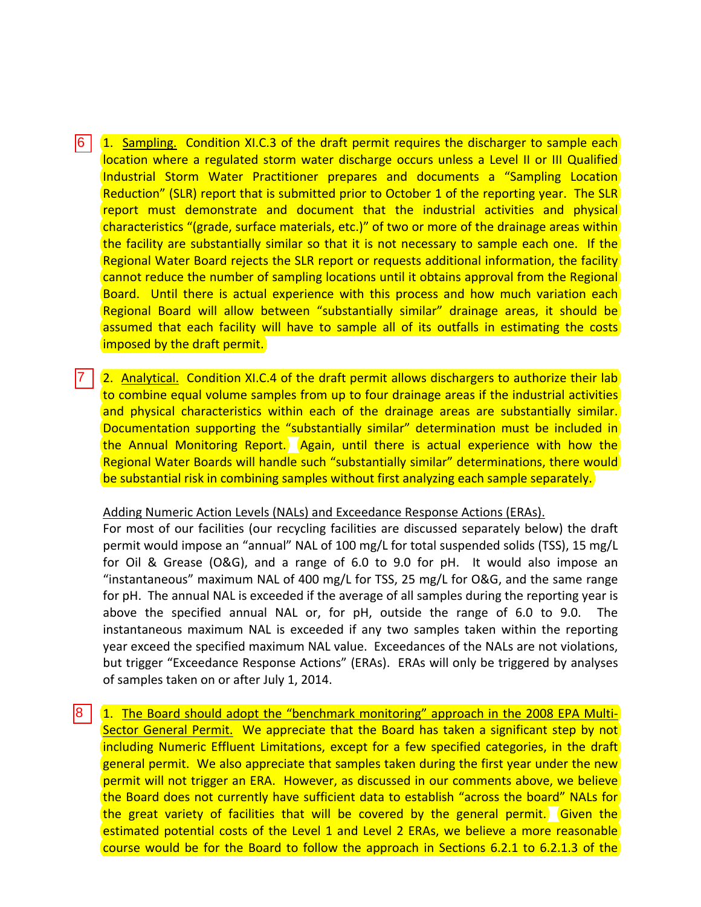6 1. Sampling. Condition XI.C.3 of the draft permit requires the discharger to sample each location where a regulated storm water discharge occurs unless a Level II or III Qualified Industrial Storm Water Practitioner prepares and documents a "Sampling Location Reduction" (SLR) report that is submitted prior to October 1 of the reporting year. The SLR report must demonstrate and document that the industrial activities and physical characteristics "(grade, surface materials, etc.)" of two or more of the drainage areas within the facility are substantially similar so that it is not necessary to sample each one. If the Regional Water Board rejects the SLR report or requests additional information, the facility cannot reduce the number of sampling locations until it obtains approval from the Regional Board. Until there is actual experience with this process and how much variation each Regional Board will allow between "substantially similar" drainage areas, it should be assumed that each facility will have to sample all of its outfalls in estimating the costs imposed by the draft permit.

7 2. Analytical. Condition XI.C.4 of the draft permit allows dischargers to authorize their lab to combine equal volume samples from up to four drainage areas if the industrial activities and physical characteristics within each of the drainage areas are substantially similar. Documentation supporting the "substantially similar" determination must be included in the Annual Monitoring Report. Again, until there is actual experience with how the Regional Water Boards will handle such "substantially similar" determinations, there would be substantial risk in combining samples without first analyzing each sample separately.

Adding Numeric Action Levels (NALs) and Exceedance Response Actions (ERAs).

For most of our facilities (our recycling facilities are discussed separately below) the draft permit would impose an "annual" NAL of 100 mg/L for total suspended solids (TSS), 15 mg/L for Oil & Grease (O&G), and a range of 6.0 to 9.0 for pH. It would also impose an "instantaneous" maximum NAL of 400 mg/L for TSS, 25 mg/L for O&G, and the same range for pH. The annual NAL is exceeded if the average of all samples during the reporting year is above the specified annual NAL or, for pH, outside the range of 6.0 to 9.0. The instantaneous maximum NAL is exceeded if any two samples taken within the reporting year exceed the specified maximum NAL value. Exceedances of the NALs are not violations, but trigger "Exceedance Response Actions" (ERAs). ERAs will only be triggered by analyses of samples taken on or after July 1, 2014.

8 1. The Board should adopt the "benchmark monitoring" approach in the 2008 EPA Multi-Sector General Permit. We appreciate that the Board has taken a significant step by not including Numeric Effluent Limitations, except for a few specified categories, in the draft general permit. We also appreciate that samples taken during the first year under the new permit will not trigger an ERA. However, as discussed in our comments above, we believe the Board does not currently have sufficient data to establish "across the board" NALs for the great variety of facilities that will be covered by the general permit. Given the estimated potential costs of the Level 1 and Level 2 ERAs, we believe a more reasonable course would be for the Board to follow the approach in Sections 6.2.1 to 6.2.1.3 of the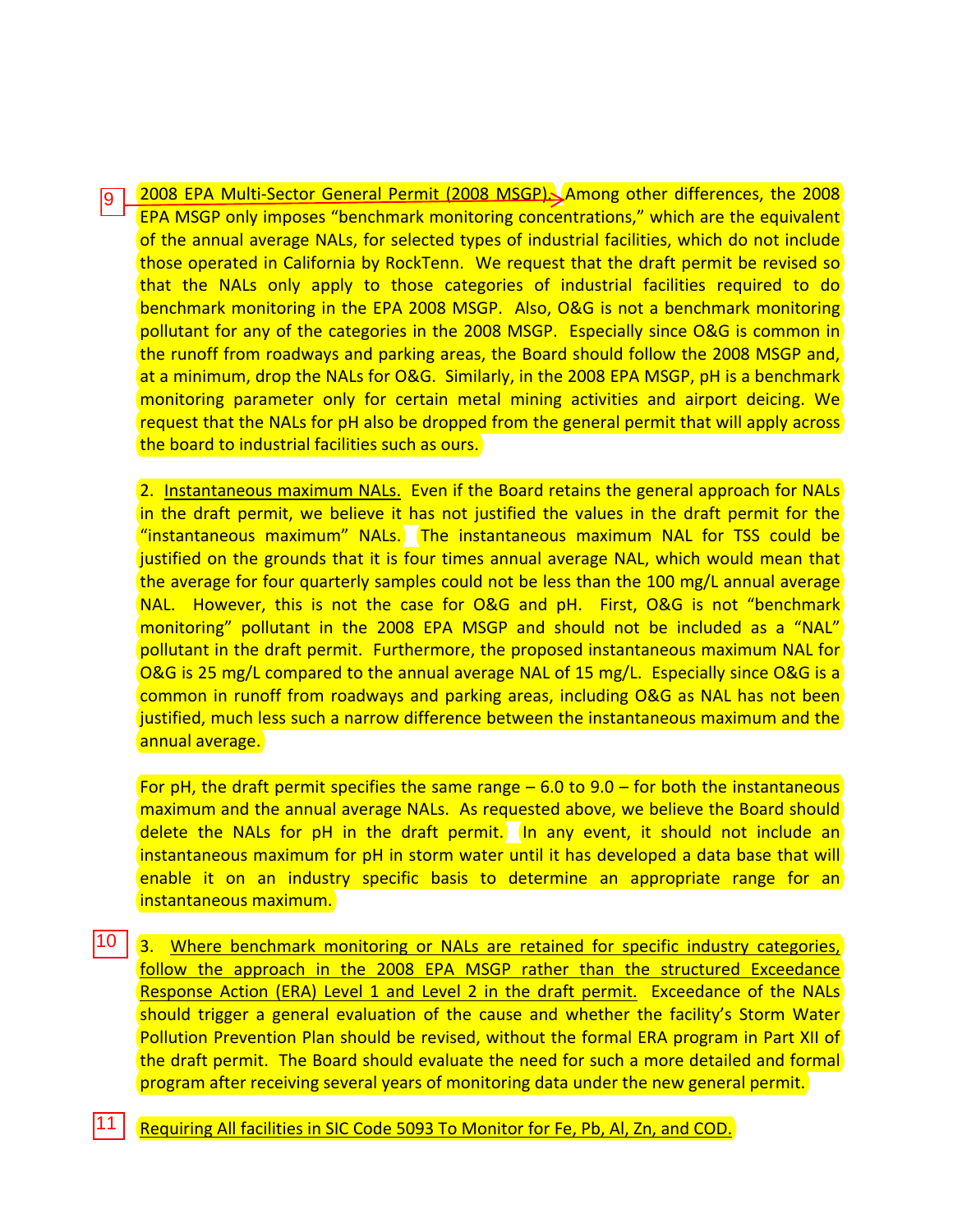9 2008 EPA Multi-Sector General Permit (2008 MSGP). Among other differences, the 2008 EPA MSGP only imposes "benchmark monitoring concentrations," which are the equivalent of the annual average NALs, for selected types of industrial facilities, which do not include those operated in California by RockTenn. We request that the draft permit be revised so that the NALs only apply to those categories of industrial facilities required to do benchmark monitoring in the EPA 2008 MSGP. Also, O&G is not a benchmark monitoring pollutant for any of the categories in the 2008 MSGP. Especially since O&G is common in the runoff from roadways and parking areas, the Board should follow the 2008 MSGP and, at a minimum, drop the NALs for O&G. Similarly, in the 2008 EPA MSGP, pH is a benchmark monitoring parameter only for certain metal mining activities and airport deicing. We request that the NALs for pH also be dropped from the general permit that will apply across the board to industrial facilities such as ours.

2. Instantaneous maximum NALs. Even if the Board retains the general approach for NALs in the draft permit, we believe it has not justified the values in the draft permit for the "instantaneous maximum" NALs. The instantaneous maximum NAL for TSS could be justified on the grounds that it is four times annual average NAL, which would mean that the average for four quarterly samples could not be less than the 100 mg/L annual average NAL. However, this is not the case for O&G and pH. First, O&G is not "benchmark monitoring" pollutant in the 2008 EPA MSGP and should not be included as a "NAL" pollutant in the draft permit. Furthermore, the proposed instantaneous maximum NAL for O&G is 25 mg/L compared to the annual average NAL of 15 mg/L. Especially since O&G is a common in runoff from roadways and parking areas, including O&G as NAL has not been justified, much less such a narrow difference between the instantaneous maximum and the annual average.

For pH, the draft permit specifies the same range – 6.0 to 9.0 – for both the instantaneous maximum and the annual average NALs. As requested above, we believe the Board should delete the NALs for pH in the draft permit. In any event, it should not include an instantaneous maximum for pH in storm water until it has developed a data base that will enable it on an industry specific basis to determine an appropriate range for an instantaneous maximum.

10 3. Where benchmark monitoring or NALs are retained for specific industry categories, follow the approach in the 2008 EPA MSGP rather than the structured Exceedance Response Action (ERA) Level 1 and Level 2 in the draft permit. Exceedance of the NALs should trigger a general evaluation of the cause and whether the facility's Storm Water Pollution Prevention Plan should be revised, without the formal ERA program in Part XII of the draft permit. The Board should evaluate the need for such a more detailed and formal program after receiving several years of monitoring data under the new general permit.

11 Requiring All facilities in SIC Code 5093 To Monitor for Fe, Pb, Al, Zn, and COD.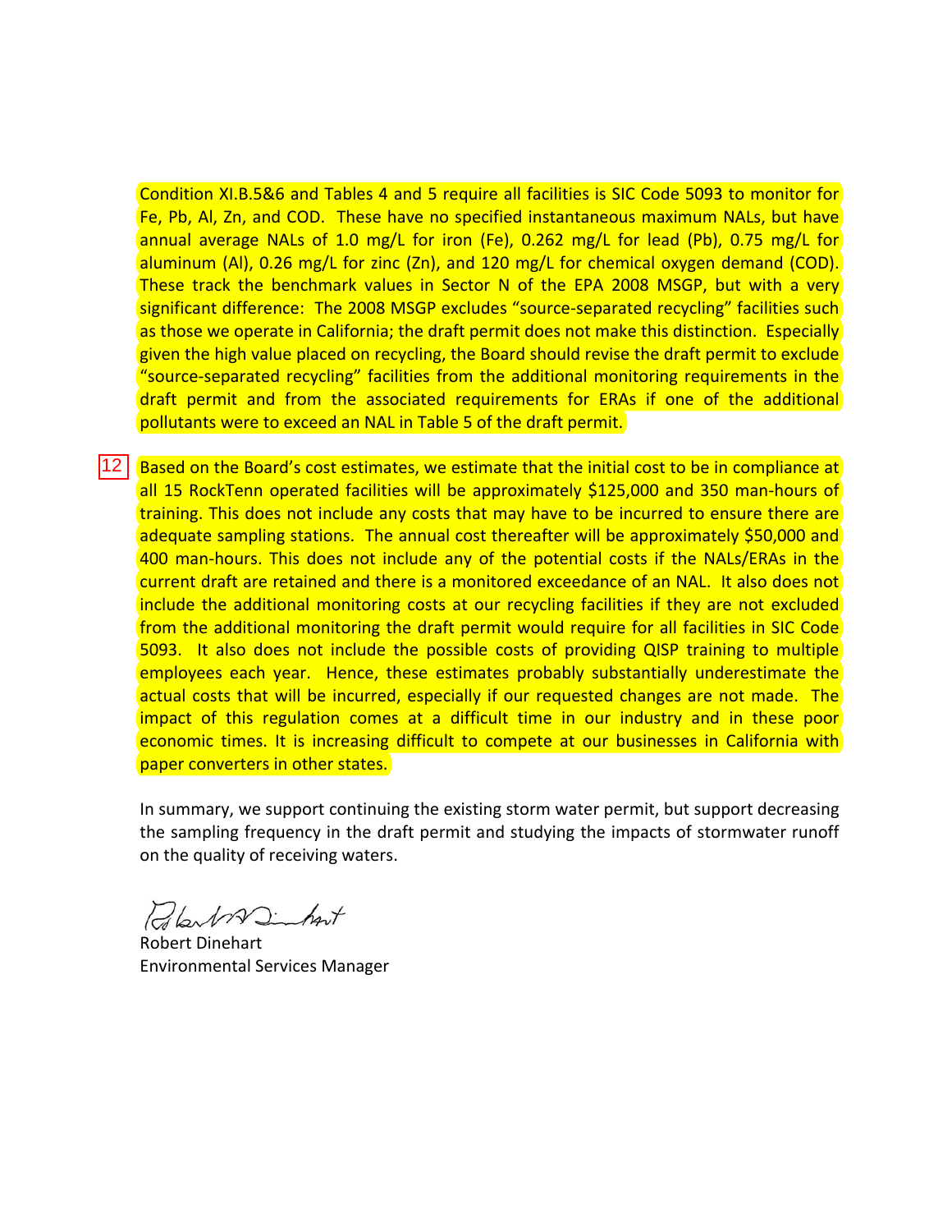Condition XI.B.5&6 and Tables 4 and 5 require all facilities is SIC Code 5093 to monitor for Fe, Pb, Al, Zn, and COD. These have no specified instantaneous maximum NALs, but have annual average NALs of 1.0 mg/L for iron (Fe), 0.262 mg/L for lead (Pb), 0.75 mg/L for aluminum (Al), 0.26 mg/L for zinc (Zn), and 120 mg/L for chemical oxygen demand (COD). These track the benchmark values in Sector N of the EPA 2008 MSGP, but with a very significant difference: The 2008 MSGP excludes "source-separated recycling" facilities such as those we operate in California; the draft permit does not make this distinction. Especially given the high value placed on recycling, the Board should revise the draft permit to exclude "source-separated recycling" facilities from the additional monitoring requirements in the draft permit and from the associated requirements for ERAs if one of the additional pollutants were to exceed an NAL in Table 5 of the draft permit.

12 Based on the Board's cost estimates, we estimate that the initial cost to be in compliance at all 15 RockTenn operated facilities will be approximately $125,000 and 350 man-hours of training. This does not include any costs that may have to be incurred to ensure there are adequate sampling stations. The annual cost thereafter will be approximately $50,000 and 400 man-hours. This does not include any of the potential costs if the NALs/ERAs in the current draft are retained and there is a monitored exceedance of an NAL. It also does not include the additional monitoring costs at our recycling facilities if they are not excluded from the additional monitoring the draft permit would require for all facilities in SIC Code 5093. It also does not include the possible costs of providing QISP training to multiple employees each year. Hence, these estimates probably substantially underestimate the actual costs that will be incurred, especially if our requested changes are not made. The impact of this regulation comes at a difficult time in our industry and in these poor economic times. It is increasing difficult to compete at our businesses in California with paper converters in other states.

In summary, we support continuing the existing storm water permit, but support decreasing the sampling frequency in the draft permit and studying the impacts of stormwater runoff on the quality of receiving waters.

Robert Dinehart
Environmental Services Manager